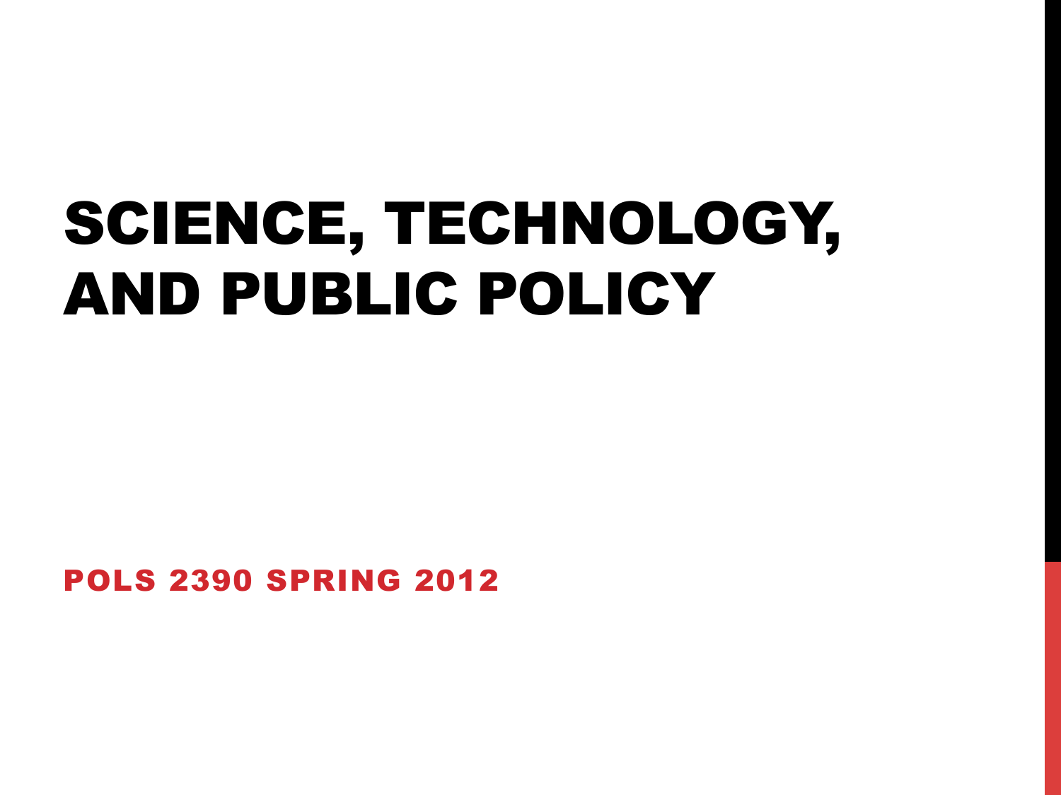# SCIENCE, TECHNOLOGY, AND PUBLIC POLICY

**POLS 2390 SPRING 2012**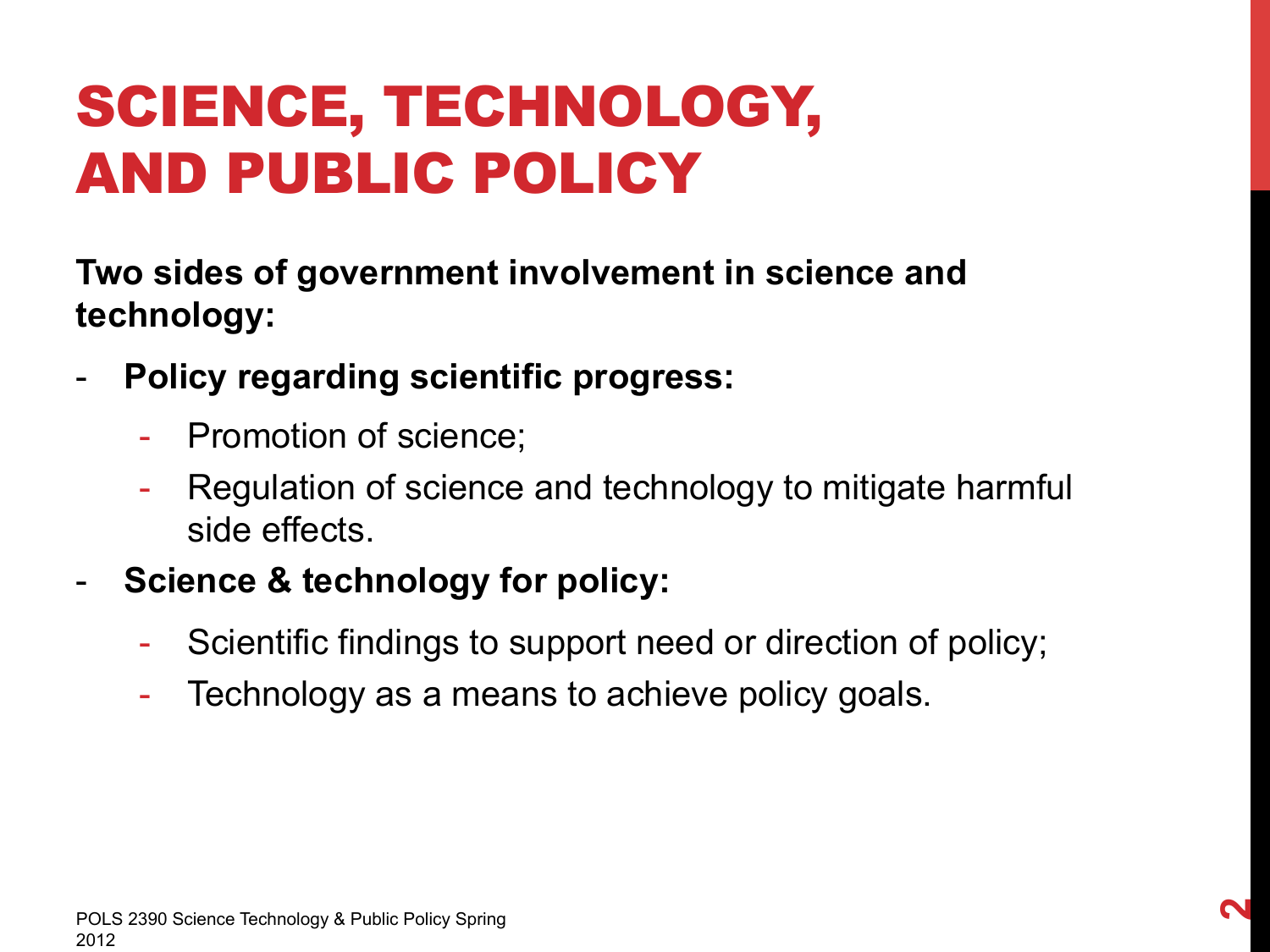# SCIENCE, TECHNOLOGY, AND PUBLIC POLICY

**Two sides of government involvement in science and technology:**

- **Policy regarding scientific progress:**
  - Promotion of science;
  - Regulation of science and technology to mitigate harmful side effects.
- **Science & technology for policy:**
  - Scientific findings to support need or direction of policy;
  - Technology as a means to achieve policy goals.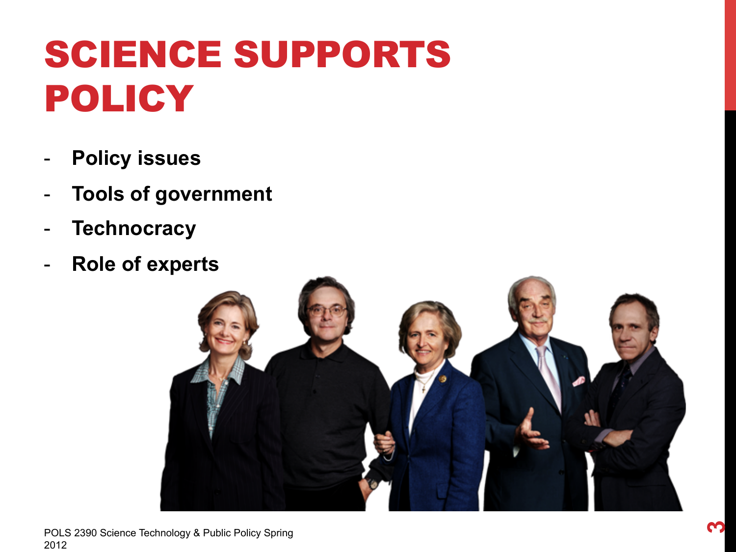# SCIENCE SUPPORTS POLICY

- **Policy issues**
- **Tools of government**
- **Technocracy**
- **Role of experts**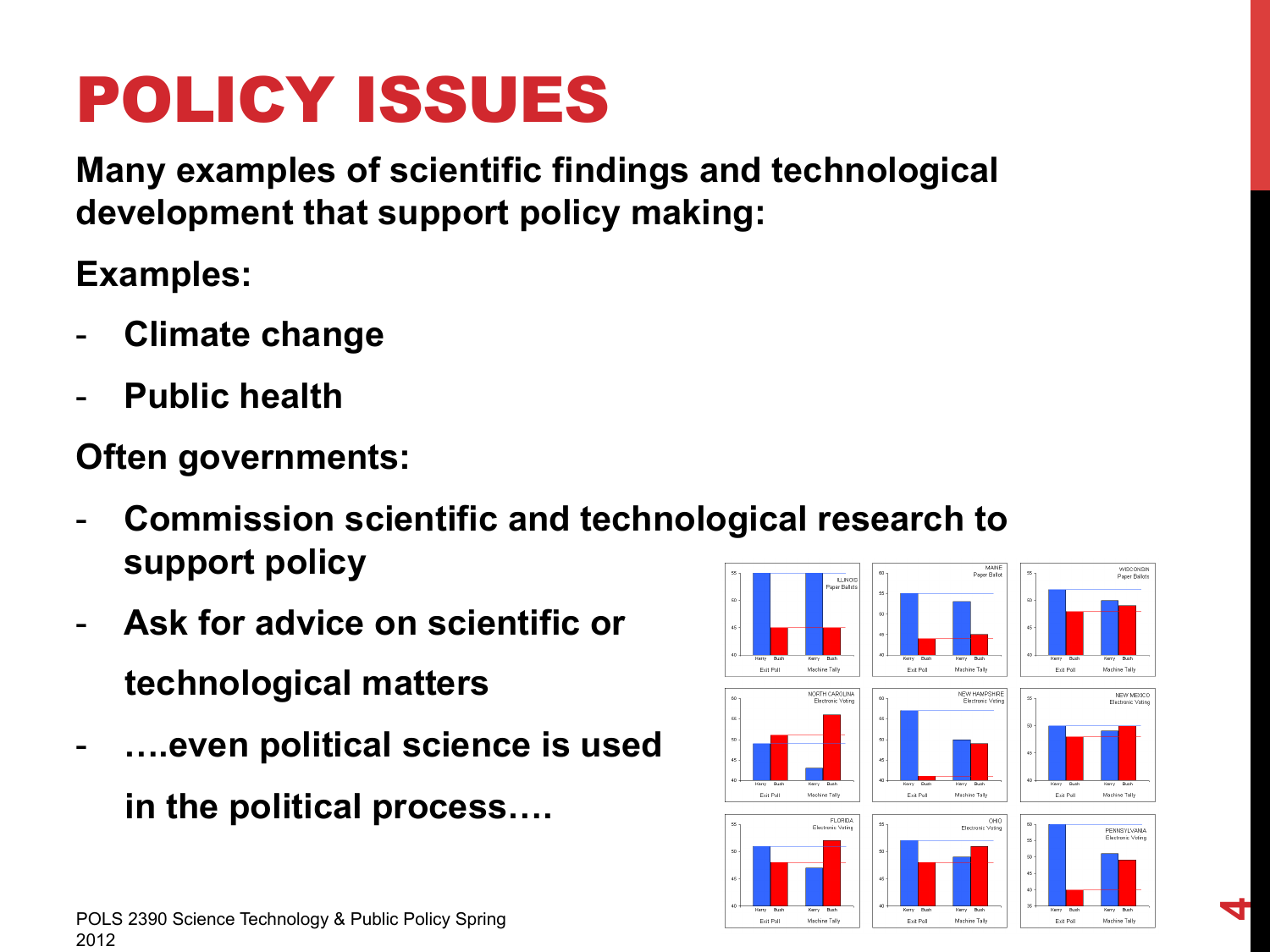# POLICY ISSUES

**Many examples of scientific findings and technological development that support policy making:**

**Examples:**

- **Climate change**
- **Public health**

**Often governments:**

- **Commission scientific and technological research to support policy**
- **Ask for advice on scientific or technological matters**
- **….even political science is used in the political process….**

POLS 2390 Science Technology & Public Policy Spring 2012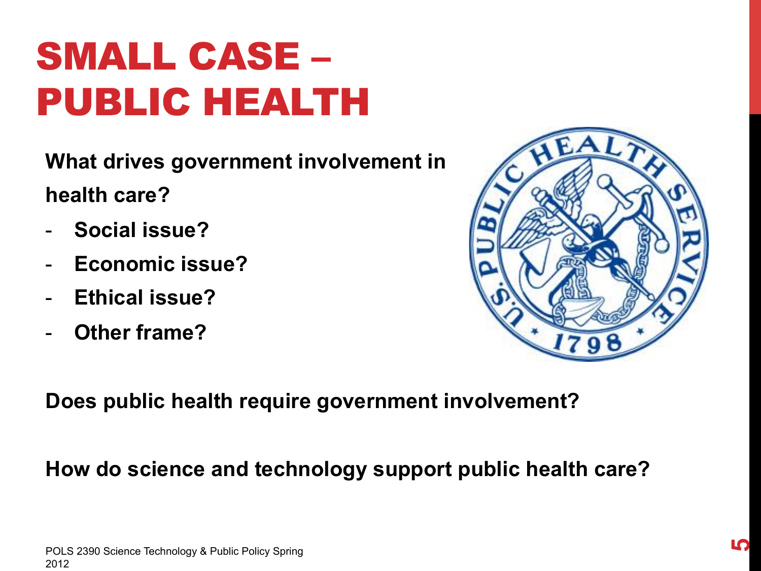# SMALL CASE – PUBLIC HEALTH

**What drives government involvement in health care?**

- **Social issue?**
- **Economic issue?**
- **Ethical issue?**
- **Other frame?**

**Does public health require government involvement?**

**How do science and technology support public health care?**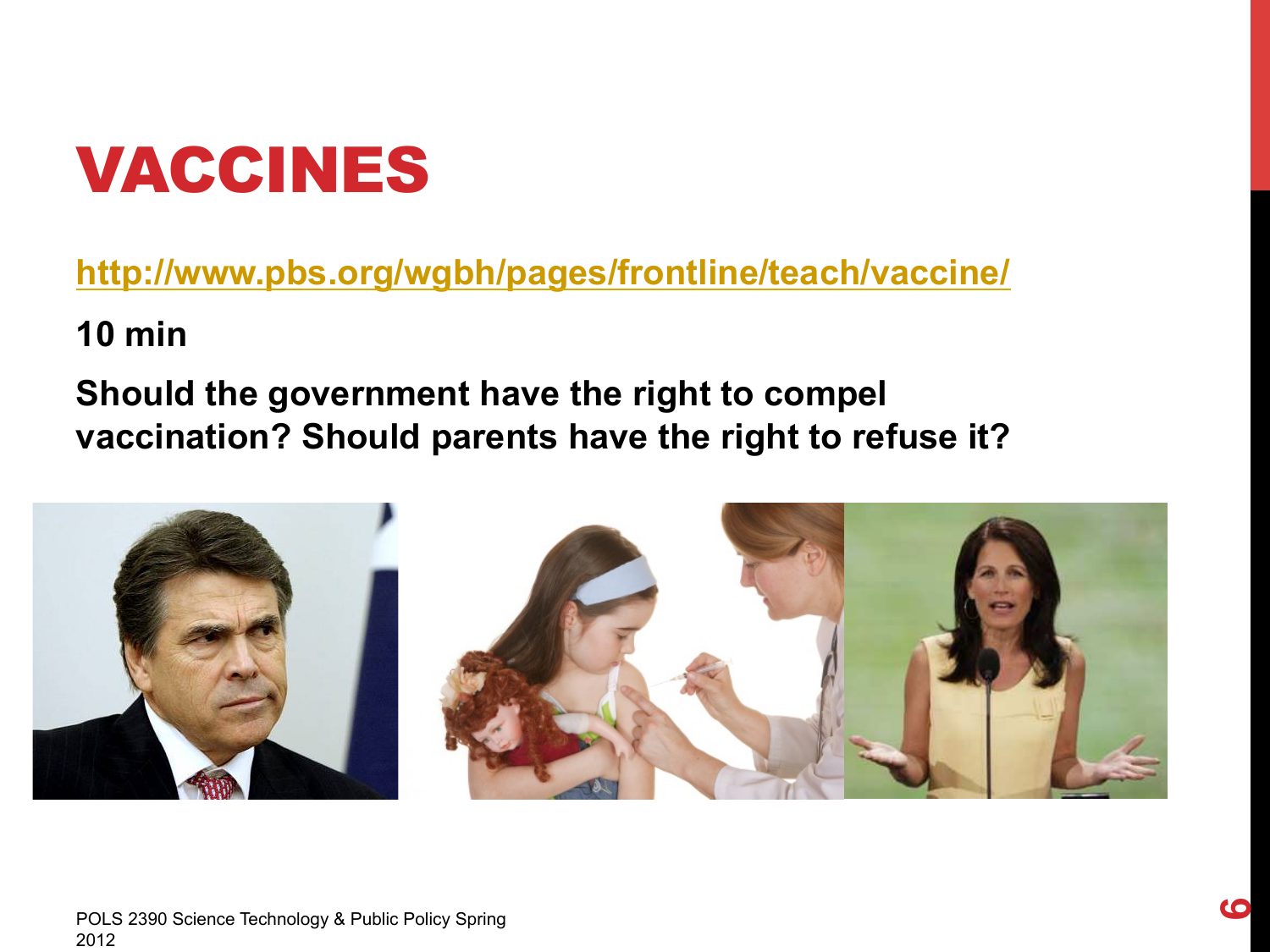# VACCINES

**http://www.pbs.org/wgbh/pages/frontline/teach/vaccine/**

**10 min**

**Should the government have the right to compel vaccination? Should parents have the right to refuse it?**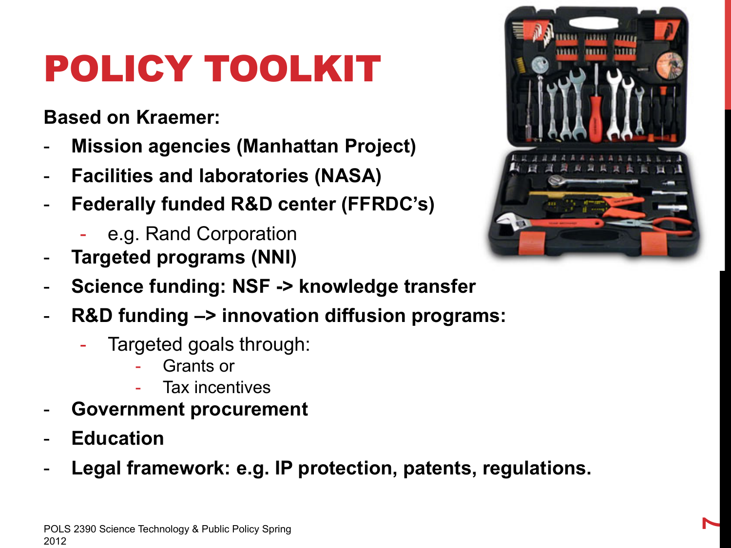# POLICY TOOLKIT

**Based on Kraemer:**

- **Mission agencies (Manhattan Project)**
- **Facilities and laboratories (NASA)**
- **Federally funded R&D center (FFRDC's)**
  - e.g. Rand Corporation
- **Targeted programs (NNI)**
- **Science funding: NSF -> knowledge transfer**
- **R&D funding –> innovation diffusion programs:**
  - Targeted goals through:
    - Grants or
    - Tax incentives
- **Government procurement**
- **Education**
- **Legal framework: e.g. IP protection, patents, regulations.**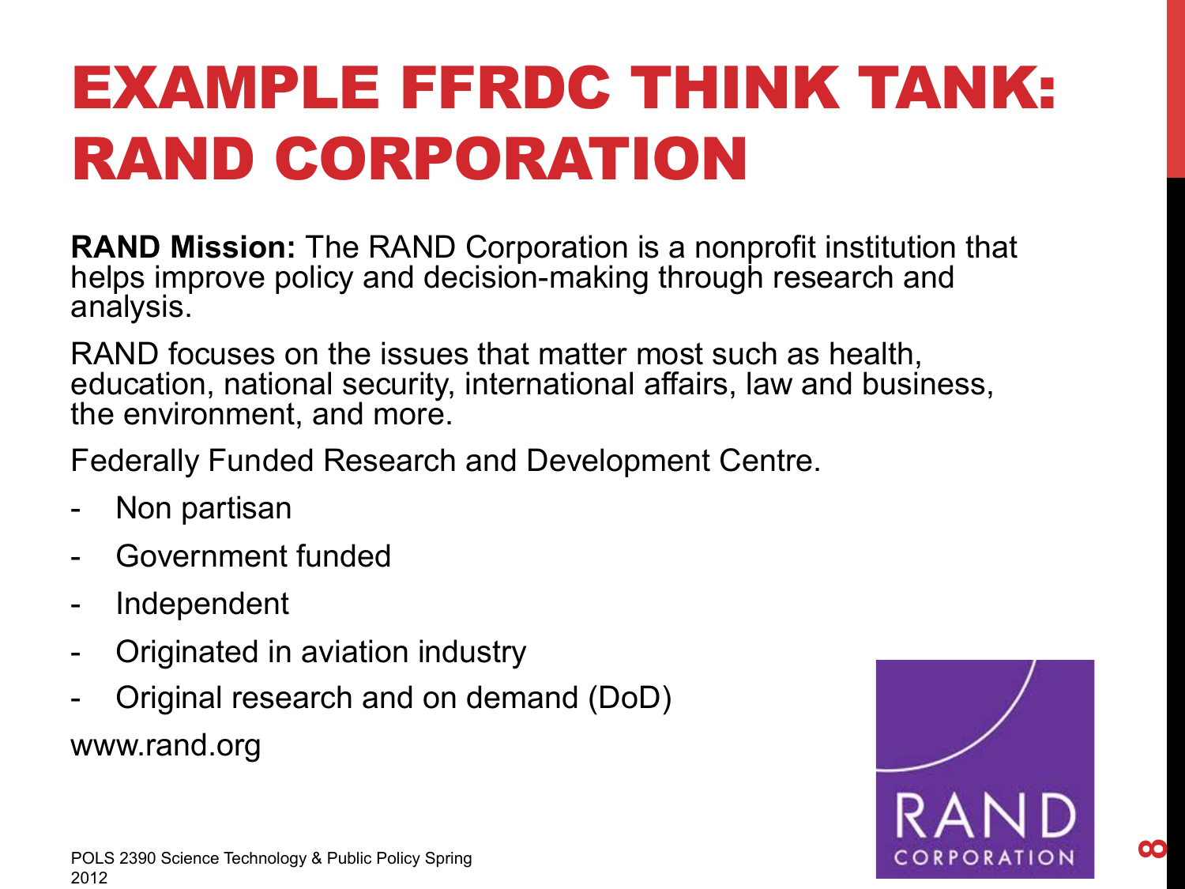# EXAMPLE FFRDC THINK TANK: RAND CORPORATION

**RAND Mission:** The RAND Corporation is a nonprofit institution that helps improve policy and decision-making through research and analysis.

RAND focuses on the issues that matter most such as health, education, national security, international affairs, law and business, the environment, and more.

Federally Funded Research and Development Centre.

- Non partisan
- Government funded
- Independent
- Originated in aviation industry
- Original research and on demand (DoD)

www.rand.org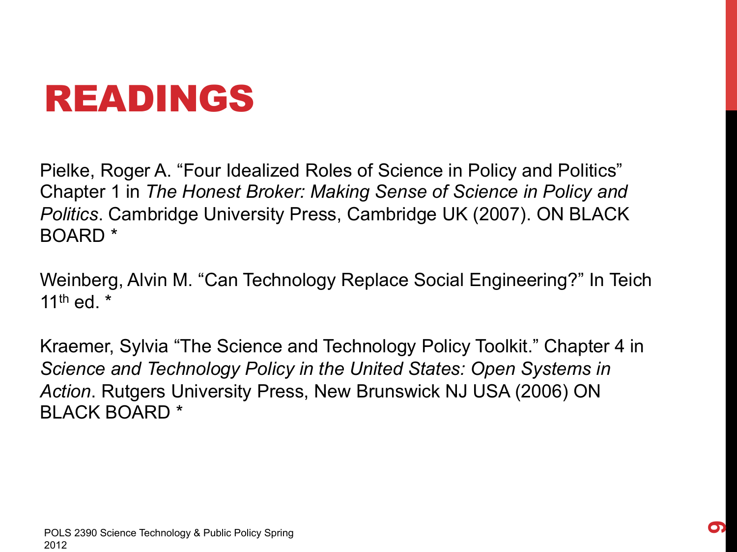# READINGS

Pielke, Roger A. “Four Idealized Roles of Science in Policy and Politics” Chapter 1 in *The Honest Broker: Making Sense of Science in Policy and Politics*. Cambridge University Press, Cambridge UK (2007). ON BLACK BOARD *

Weinberg, Alvin M. “Can Technology Replace Social Engineering?” In Teich 11th ed. *

Kraemer, Sylvia “The Science and Technology Policy Toolkit.” Chapter 4 in *Science and Technology Policy in the United States: Open Systems in Action*. Rutgers University Press, New Brunswick NJ USA (2006) ON BLACK BOARD *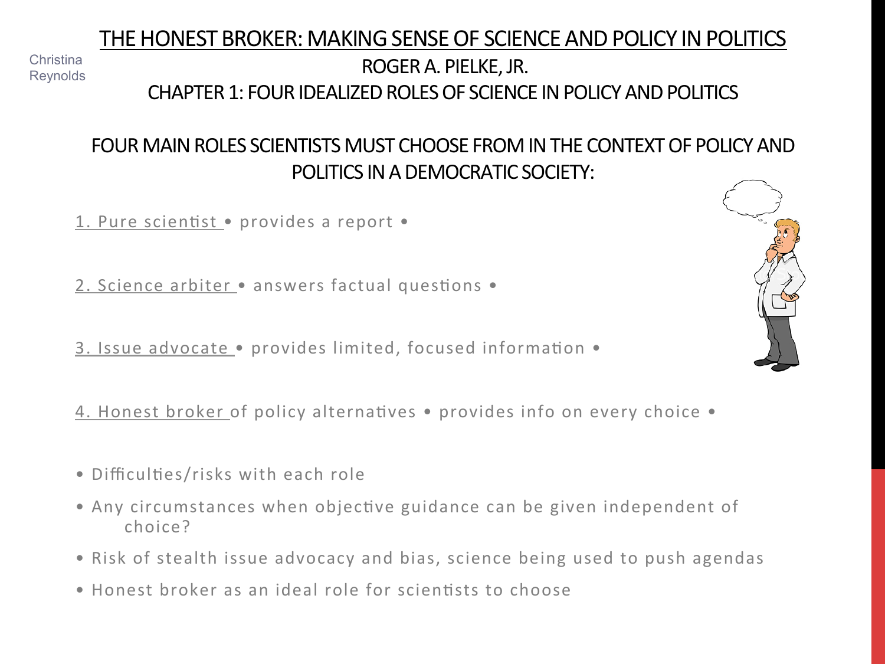Christina Reynolds

# THE HONEST BROKER: MAKING SENSE OF SCIENCE AND POLICY IN POLITICS

ROGER A. PIELKE, JR.

CHAPTER 1: FOUR IDEALIZED ROLES OF SCIENCE IN POLICY AND POLITICS

## FOUR MAIN ROLES SCIENTISTS MUST CHOOSE FROM IN THE CONTEXT OF POLICY AND POLITICS IN A DEMOCRATIC SOCIETY:

1. Pure scientist • provides a report •

2. Science arbiter • answers factual questions •

3. Issue advocate • provides limited, focused information •

4. Honest broker of policy alternatives • provides info on every choice •

- Difficulties/risks with each role
- Any circumstances when objective guidance can be given independent of choice?
- Risk of stealth issue advocacy and bias, science being used to push agendas
- Honest broker as an ideal role for scientists to choose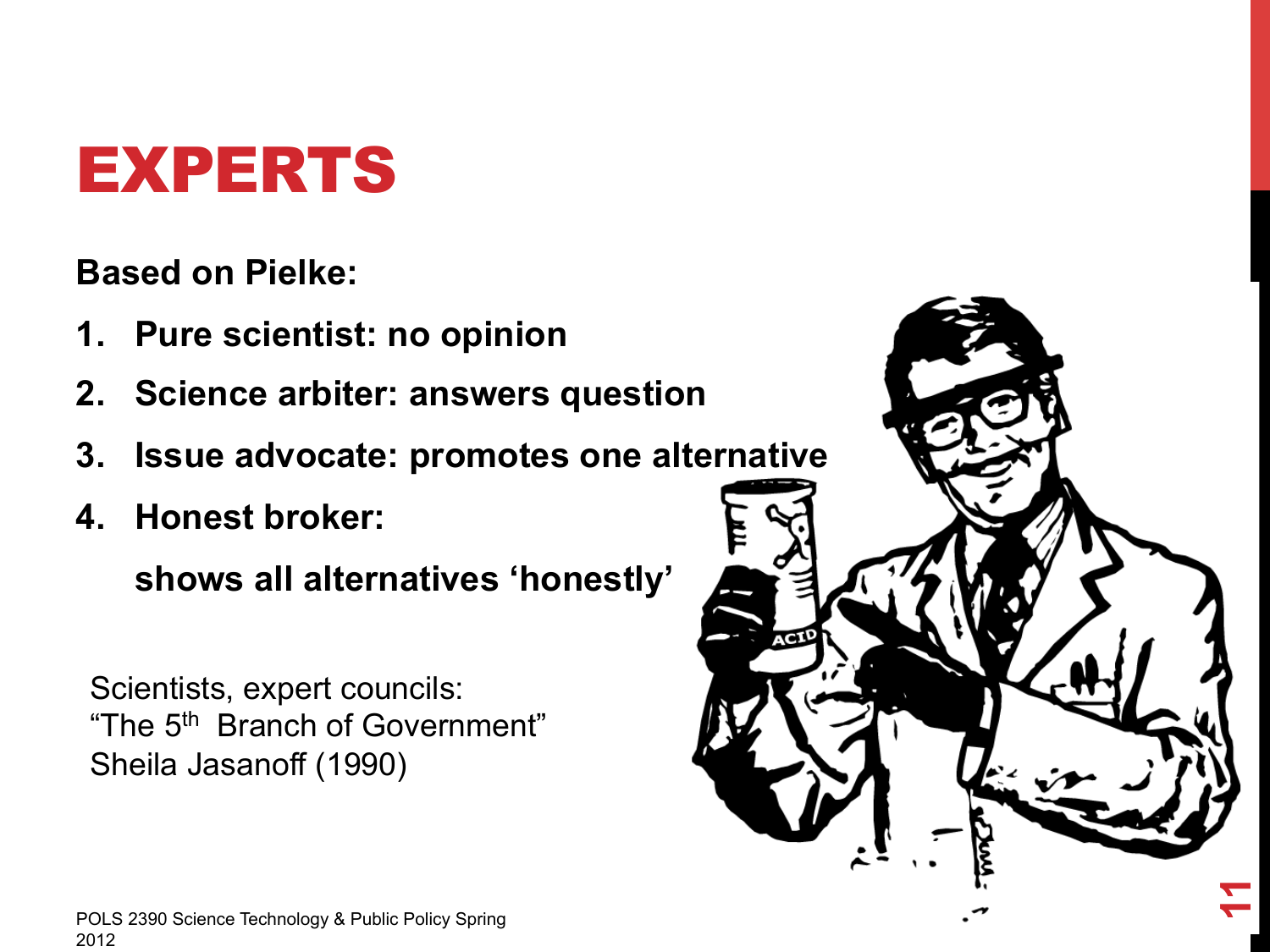# EXPERTS

**Based on Pielke:**

1. **Pure scientist: no opinion**
2. **Science arbiter: answers question**
3. **Issue advocate: promotes one alternative**
4. **Honest broker:**

   **shows all alternatives 'honestly'**

Scientists, expert councils:
"The 5th Branch of Government"
Sheila Jasanoff (1990)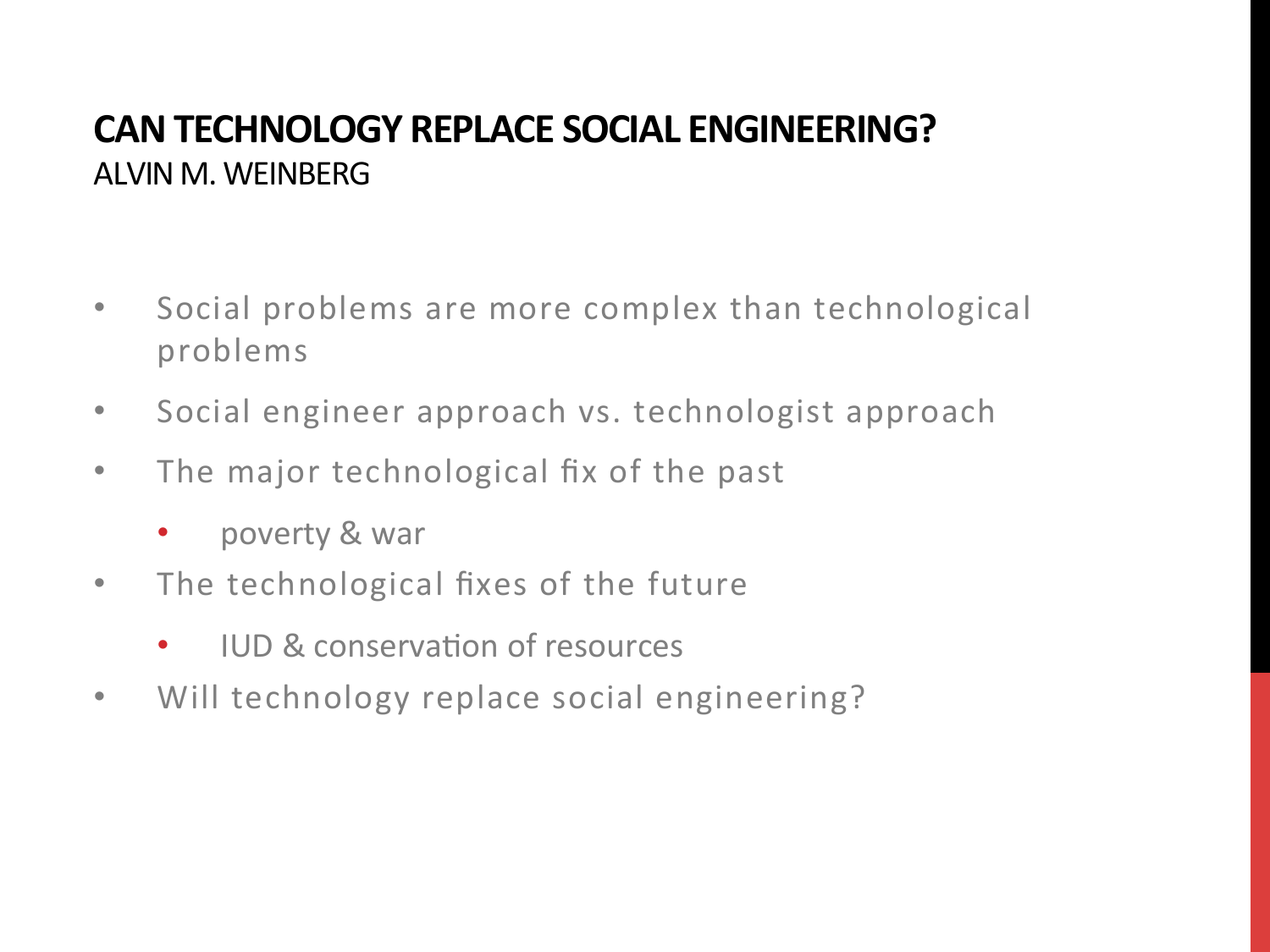## CAN TECHNOLOGY REPLACE SOCIAL ENGINEERING?

ALVIN M. WEINBERG

- Social problems are more complex than technological problems
- Social engineer approach vs. technologist approach
- The major technological fix of the past
  - poverty & war
- The technological fixes of the future
  - IUD & conservation of resources
- Will technology replace social engineering?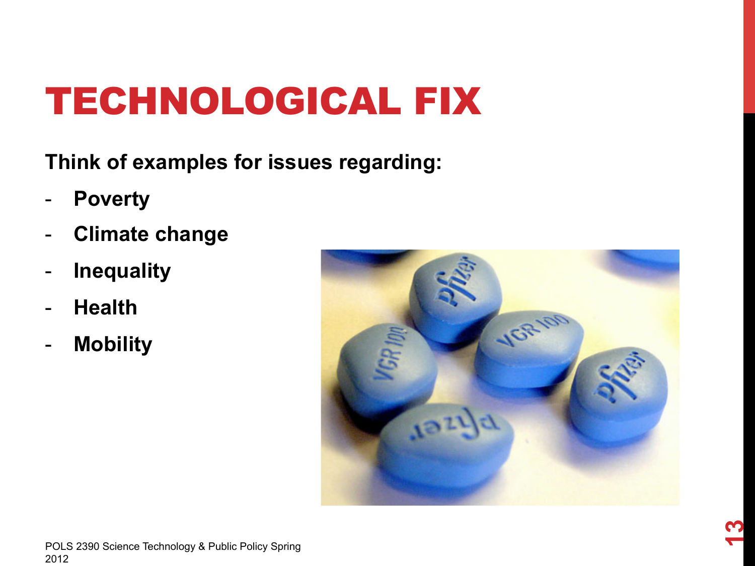# TECHNOLOGICAL FIX

**Think of examples for issues regarding:**

- **Poverty**
- **Climate change**
- **Inequality**
- **Health**
- **Mobility**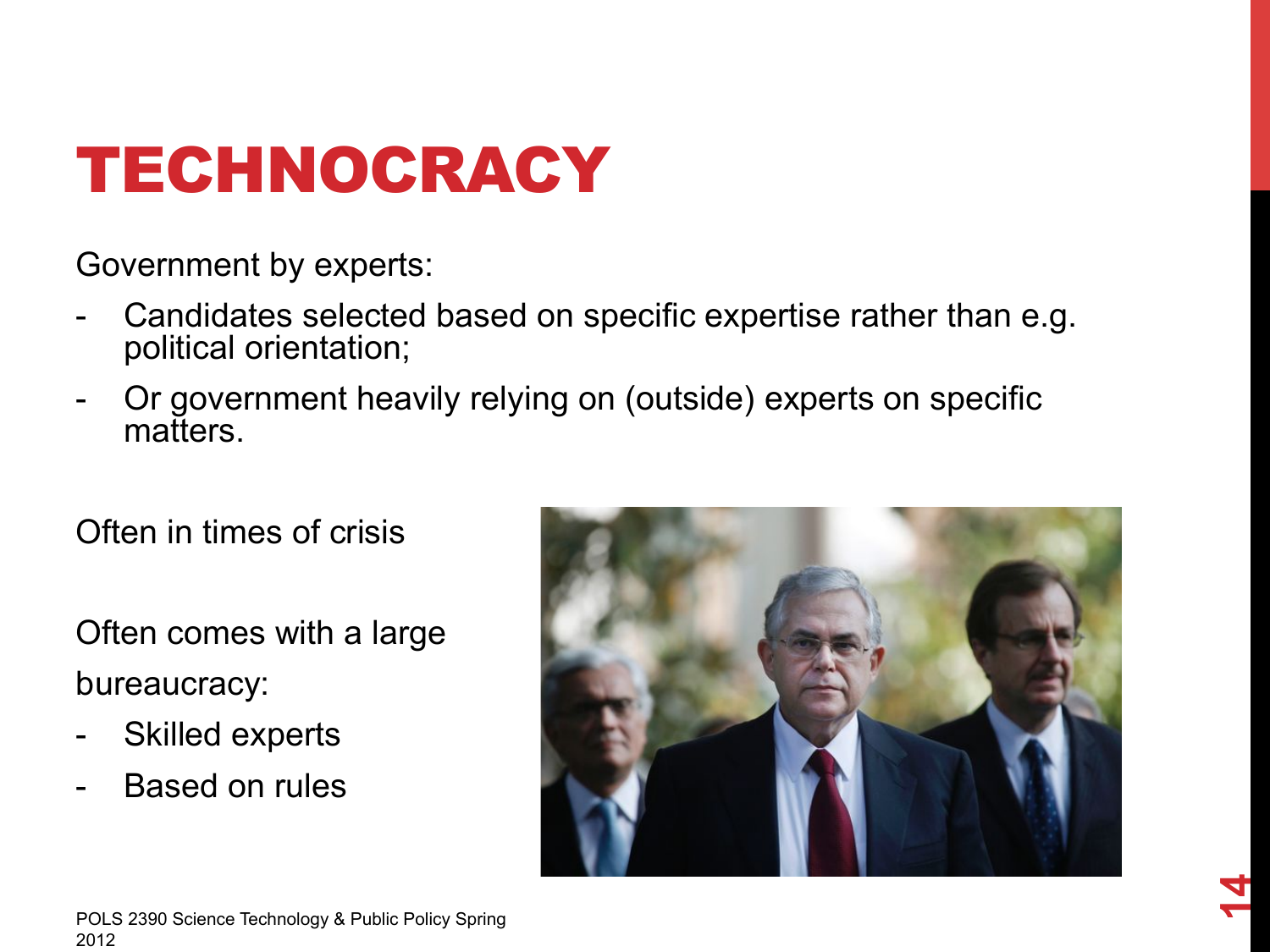# TECHNOCRACY

Government by experts:

- Candidates selected based on specific expertise rather than e.g. political orientation;
- Or government heavily relying on (outside) experts on specific matters.

Often in times of crisis

Often comes with a large bureaucracy:

- Skilled experts
- Based on rules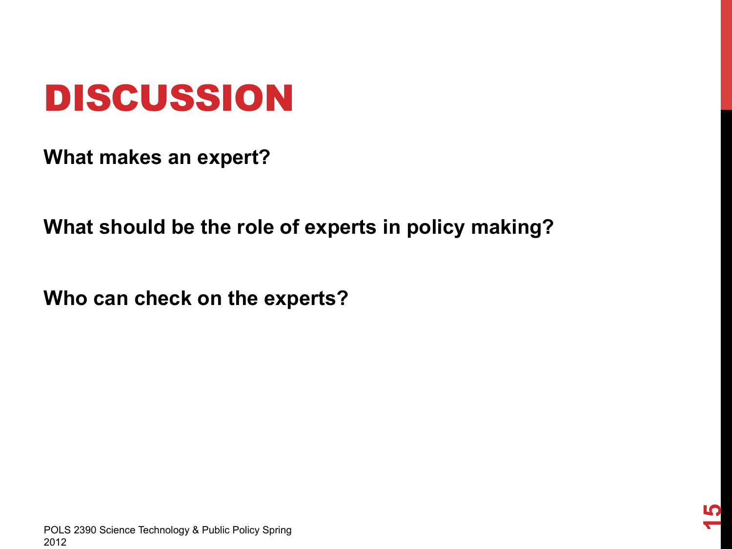# DISCUSSION

**What makes an expert?**

**What should be the role of experts in policy making?**

**Who can check on the experts?**